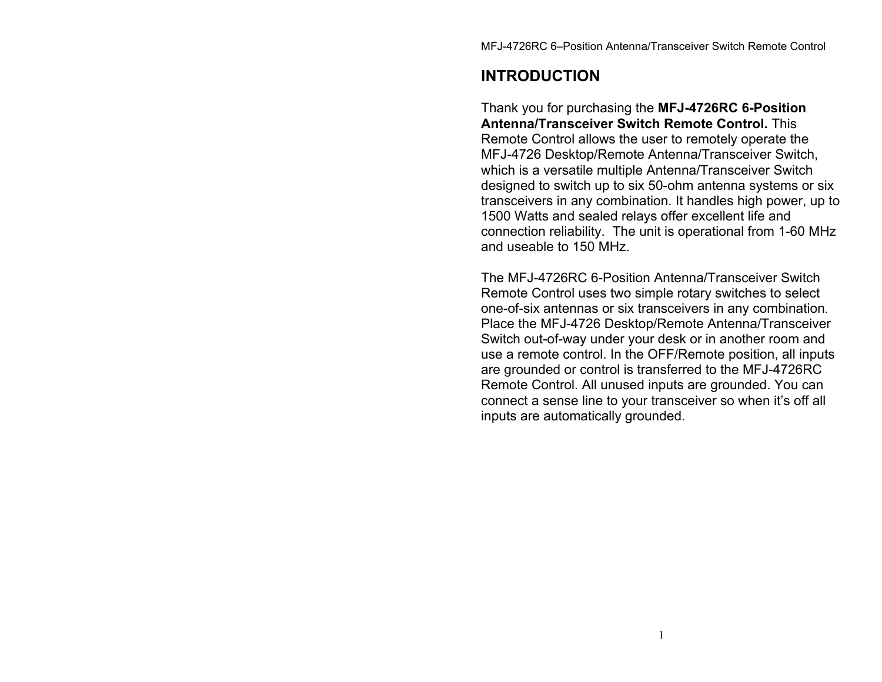# INTRODUCTION

Thank you for purchasing the **MFJ-4726RC 6-Position Antenna/Transceiver Switch Remote Control.** This Remote Control allows the user to remotely operate the MFJ-4726 Desktop/Remote Antenna/Transceiver Switch, which is a versatile multiple Antenna/Transceiver Switch designed to switch up to six 50-ohm antenna systems or six transceivers in any combination. It handles high power, up to 1500 Watts and sealed relays offer excellent life and connection reliability.  The unit is operational from 1-60 MHz and useable to 150 MHz.

The MFJ-4726RC 6-Position Antenna/Transceiver Switch Remote Control uses two simple rotary switches to select one-of-six antennas or six transceivers in any combination. Place the MFJ-4726 Desktop/Remote Antenna/Transceiver Switch out-of-way under your desk or in another room and use a remote control. In the OFF/Remote position, all inputs are grounded or control is transferred to the MFJ-4726RC Remote Control. All unused inputs are grounded. You can connect a sense line to your transceiver so when it's off all inputs are automatically grounded.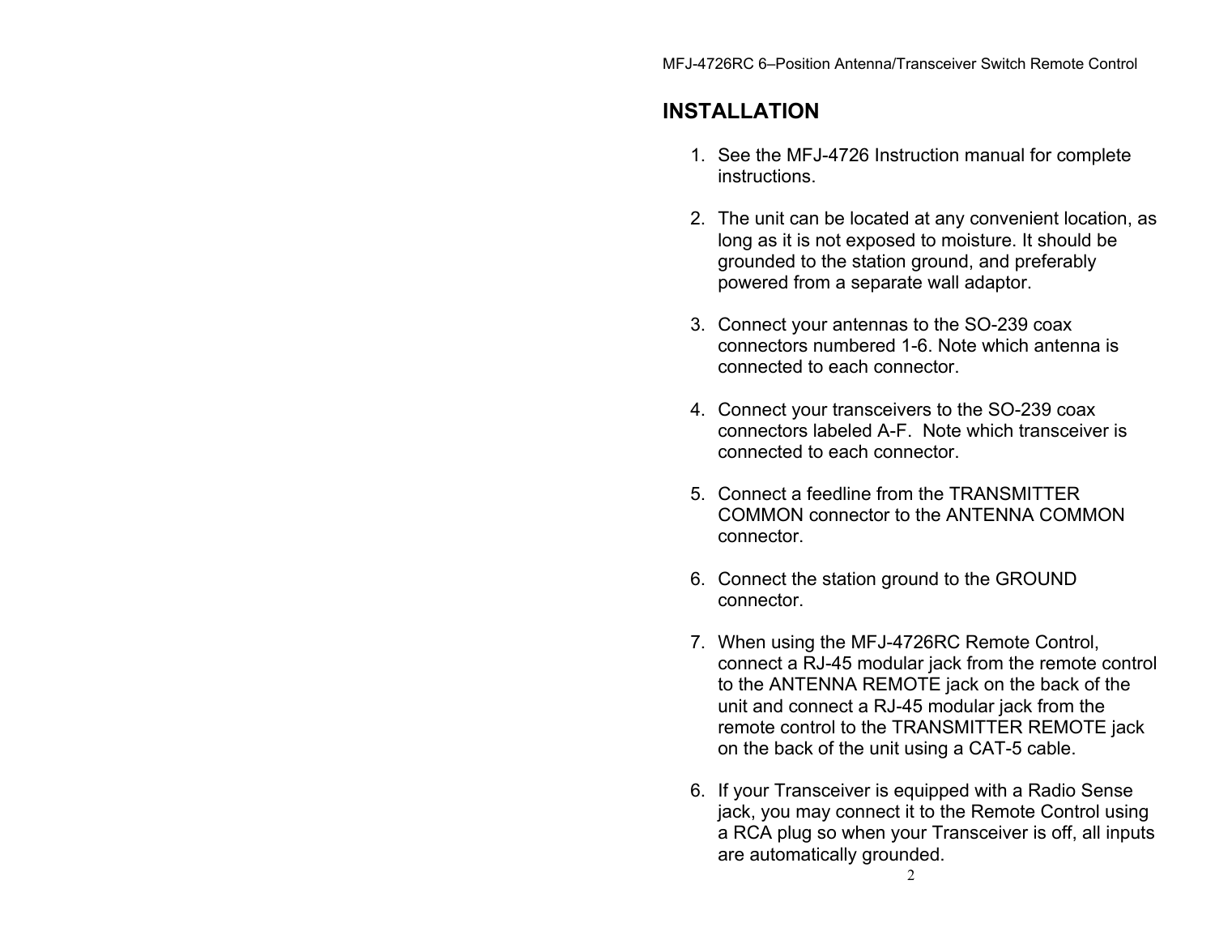# INSTALLATION

1. See the MFJ-4726 Instruction manual for complete instructions.

2. The unit can be located at any convenient location, as long as it is not exposed to moisture. It should be grounded to the station ground, and preferably powered from a separate wall adaptor.

3. Connect your antennas to the SO-239 coax connectors numbered 1-6. Note which antenna is connected to each connector.

4. Connect your transceivers to the SO-239 coax connectors labeled A-F. Note which transceiver is connected to each connector.

5. Connect a feedline from the TRANSMITTER COMMON connector to the ANTENNA COMMON connector.

6. Connect the station ground to the GROUND connector.

7. When using the MFJ-4726RC Remote Control, connect a RJ-45 modular jack from the remote control to the ANTENNA REMOTE jack on the back of the unit and connect a RJ-45 modular jack from the remote control to the TRANSMITTER REMOTE jack on the back of the unit using a CAT-5 cable.

6. If your Transceiver is equipped with a Radio Sense jack, you may connect it to the Remote Control using a RCA plug so when your Transceiver is off, all inputs are automatically grounded.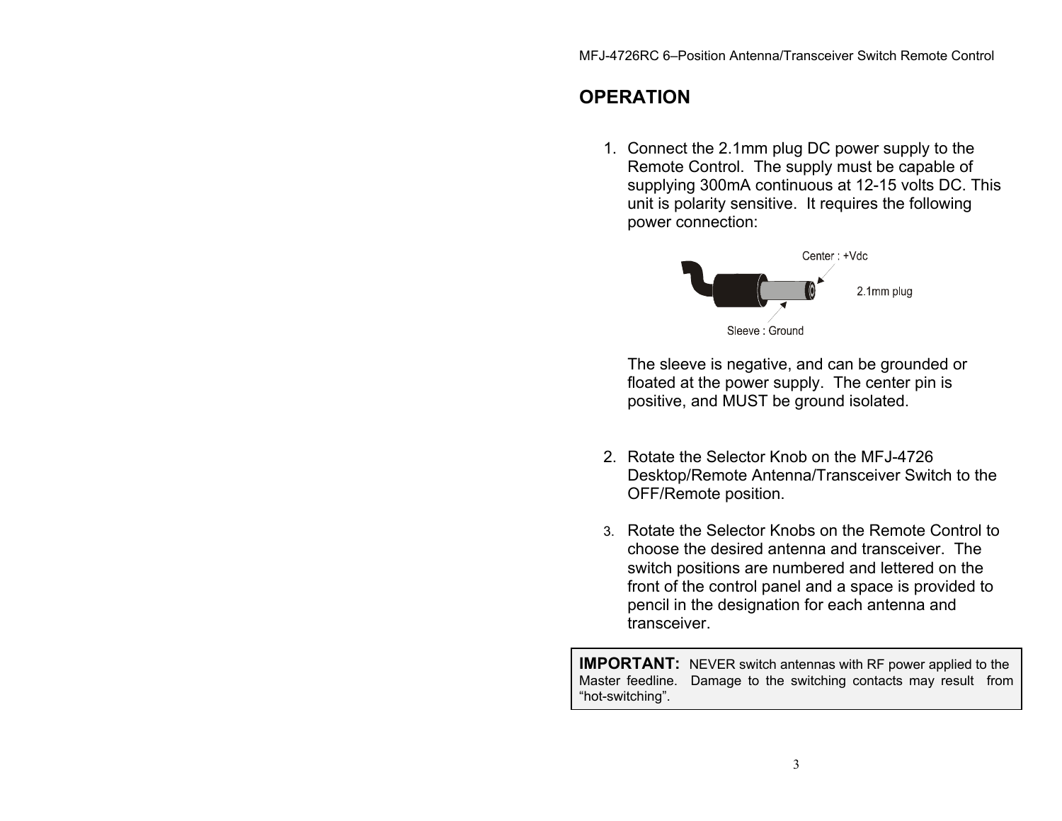## OPERATION

1. Connect the 2.1mm plug DC power supply to the Remote Control. The supply must be capable of supplying 300mA continuous at 12-15 volts DC. This unit is polarity sensitive. It requires the following power connection:

   Center : +Vdc

   2.1mm plug

   Sleeve : Ground

   The sleeve is negative, and can be grounded or floated at the power supply. The center pin is positive, and MUST be ground isolated.

2. Rotate the Selector Knob on the MFJ-4726 Desktop/Remote Antenna/Transceiver Switch to the OFF/Remote position.

3. Rotate the Selector Knobs on the Remote Control to choose the desired antenna and transceiver. The switch positions are numbered and lettered on the front of the control panel and a space is provided to pencil in the designation for each antenna and transceiver.

**IMPORTANT:** NEVER switch antennas with RF power applied to the Master feedline. Damage to the switching contacts may result from "hot-switching".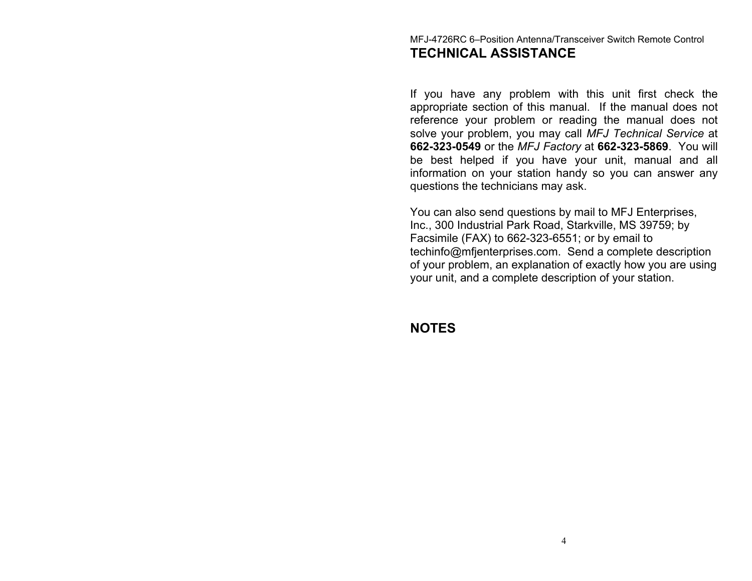## TECHNICAL ASSISTANCE

If you have any problem with this unit first check the appropriate section of this manual. If the manual does not reference your problem or reading the manual does not solve your problem, you may call *MFJ Technical Service* at **662-323-0549** or the *MFJ Factory* at **662-323-5869**. You will be best helped if you have your unit, manual and all information on your station handy so you can answer any questions the technicians may ask.

You can also send questions by mail to MFJ Enterprises, Inc., 300 Industrial Park Road, Starkville, MS 39759; by Facsimile (FAX) to 662-323-6551; or by email to techinfo@mfjenterprises.com. Send a complete description of your problem, an explanation of exactly how you are using your unit, and a complete description of your station.

## NOTES